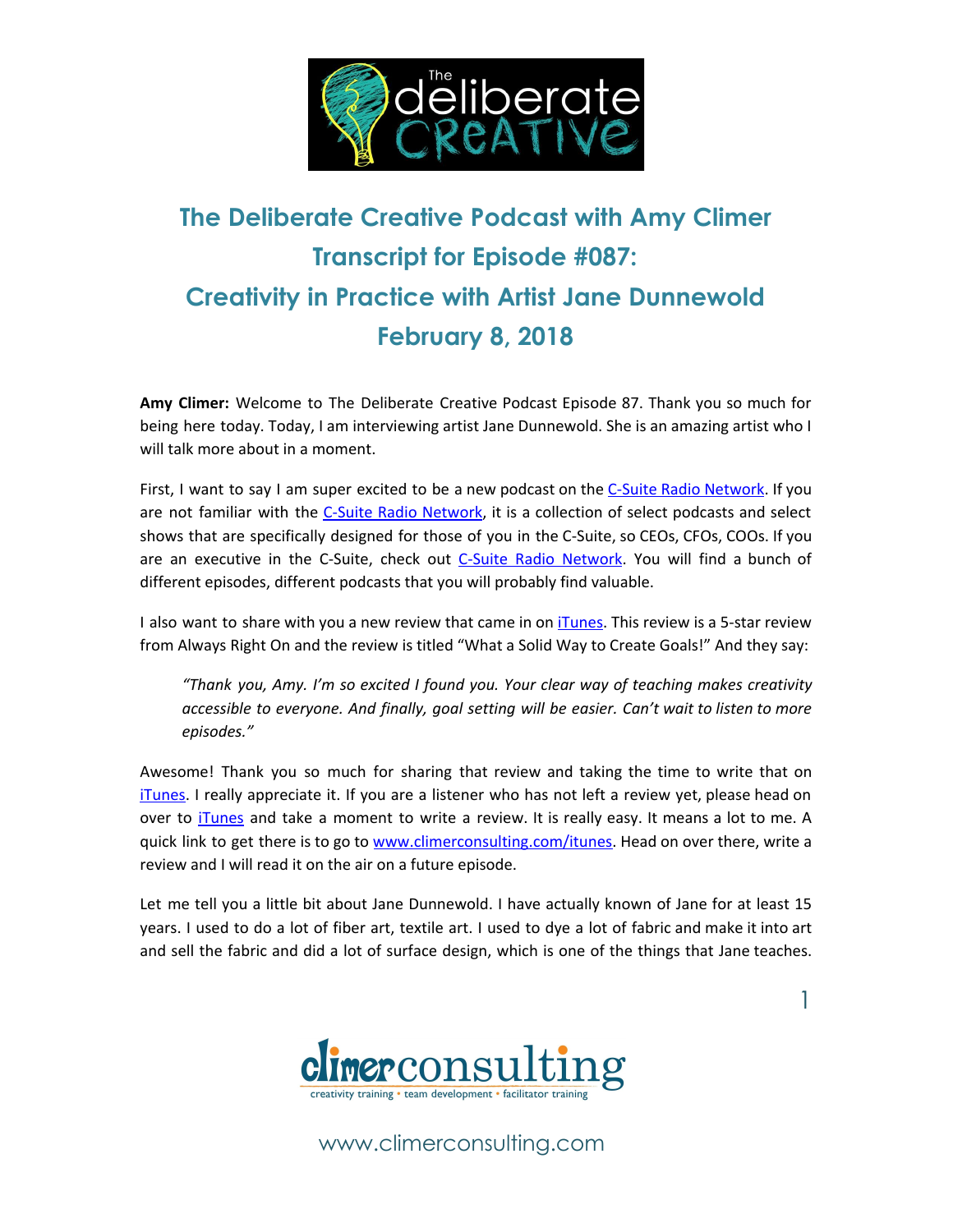# The Deliberate Creative Podcast with Amy Climer
# Transcript for Episode #087:
# Creativity in Practice with Artist Jane Dunnewold
# February 8, 2018

**Amy Climer:** Welcome to The Deliberate Creative Podcast Episode 87. Thank you so much for being here today. Today, I am interviewing artist Jane Dunnewold. She is an amazing artist who I will talk more about in a moment.

First, I want to say I am super excited to be a new podcast on the C-Suite Radio Network. If you are not familiar with the C-Suite Radio Network, it is a collection of select podcasts and select shows that are specifically designed for those of you in the C-Suite, so CEOs, CFOs, COOs. If you are an executive in the C-Suite, check out C-Suite Radio Network. You will find a bunch of different episodes, different podcasts that you will probably find valuable.

I also want to share with you a new review that came in on iTunes. This review is a 5-star review from Always Right On and the review is titled "What a Solid Way to Create Goals!" And they say:

> *"Thank you, Amy. I'm so excited I found you. Your clear way of teaching makes creativity accessible to everyone. And finally, goal setting will be easier. Can't wait to listen to more episodes."*

Awesome! Thank you so much for sharing that review and taking the time to write that on iTunes. I really appreciate it. If you are a listener who has not left a review yet, please head on over to iTunes and take a moment to write a review. It is really easy. It means a lot to me. A quick link to get there is to go to www.climerconsulting.com/itunes. Head on over there, write a review and I will read it on the air on a future episode.

Let me tell you a little bit about Jane Dunnewold. I have actually known of Jane for at least 15 years. I used to do a lot of fiber art, textile art. I used to dye a lot of fabric and make it into art and sell the fabric and did a lot of surface design, which is one of the things that Jane teaches.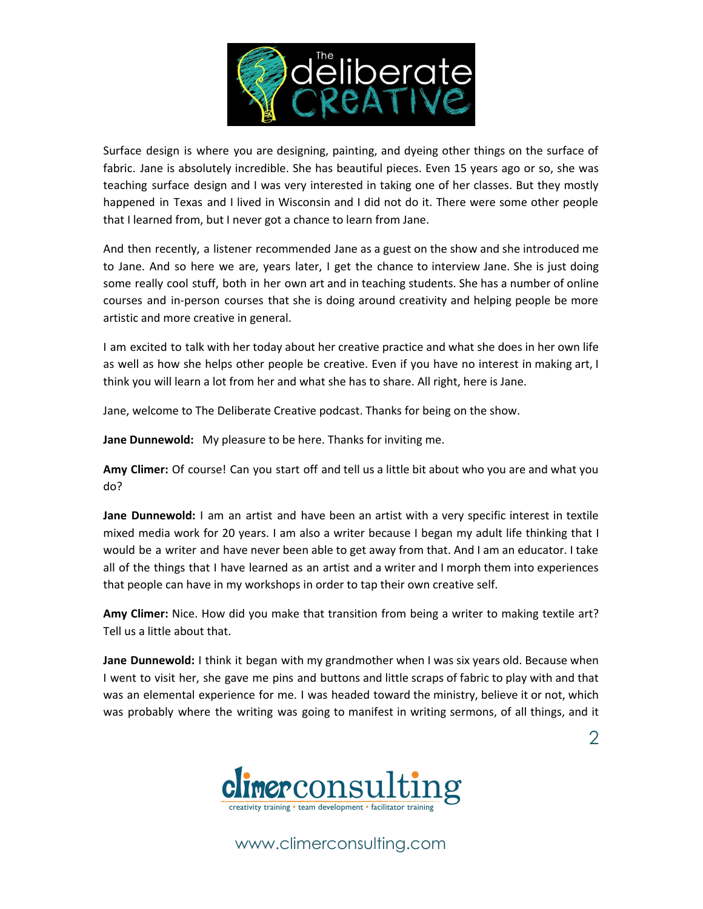Surface design is where you are designing, painting, and dyeing other things on the surface of fabric. Jane is absolutely incredible. She has beautiful pieces. Even 15 years ago or so, she was teaching surface design and I was very interested in taking one of her classes. But they mostly happened in Texas and I lived in Wisconsin and I did not do it. There were some other people that I learned from, but I never got a chance to learn from Jane.

And then recently, a listener recommended Jane as a guest on the show and she introduced me to Jane. And so here we are, years later, I get the chance to interview Jane. She is just doing some really cool stuff, both in her own art and in teaching students. She has a number of online courses and in-person courses that she is doing around creativity and helping people be more artistic and more creative in general.

I am excited to talk with her today about her creative practice and what she does in her own life as well as how she helps other people be creative. Even if you have no interest in making art, I think you will learn a lot from her and what she has to share. All right, here is Jane.

Jane, welcome to The Deliberate Creative podcast. Thanks for being on the show.

**Jane Dunnewold:** My pleasure to be here. Thanks for inviting me.

**Amy Climer:** Of course! Can you start off and tell us a little bit about who you are and what you do?

**Jane Dunnewold:** I am an artist and have been an artist with a very specific interest in textile mixed media work for 20 years. I am also a writer because I began my adult life thinking that I would be a writer and have never been able to get away from that. And I am an educator. I take all of the things that I have learned as an artist and a writer and I morph them into experiences that people can have in my workshops in order to tap their own creative self.

**Amy Climer:** Nice. How did you make that transition from being a writer to making textile art? Tell us a little about that.

**Jane Dunnewold:** I think it began with my grandmother when I was six years old. Because when I went to visit her, she gave me pins and buttons and little scraps of fabric to play with and that was an elemental experience for me. I was headed toward the ministry, believe it or not, which was probably where the writing was going to manifest in writing sermons, of all things, and it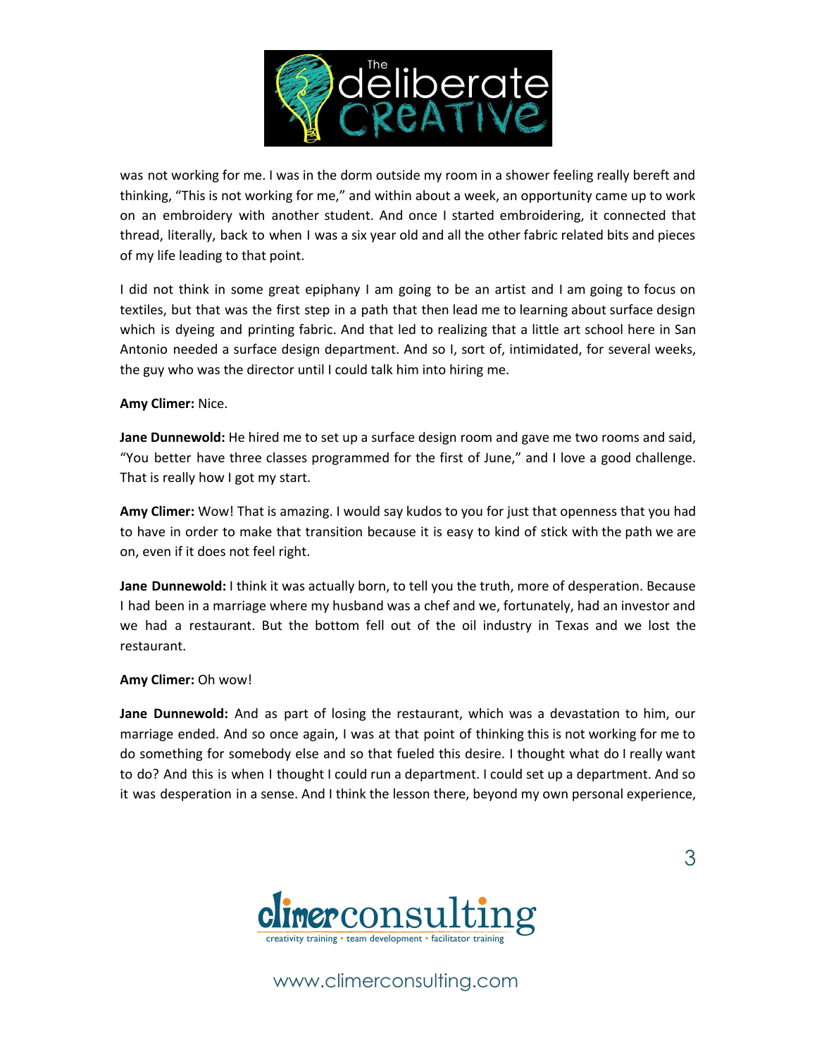was not working for me. I was in the dorm outside my room in a shower feeling really bereft and thinking, "This is not working for me," and within about a week, an opportunity came up to work on an embroidery with another student. And once I started embroidering, it connected that thread, literally, back to when I was a six year old and all the other fabric related bits and pieces of my life leading to that point.

I did not think in some great epiphany I am going to be an artist and I am going to focus on textiles, but that was the first step in a path that then lead me to learning about surface design which is dyeing and printing fabric. And that led to realizing that a little art school here in San Antonio needed a surface design department. And so I, sort of, intimidated, for several weeks, the guy who was the director until I could talk him into hiring me.

**Amy Climer:** Nice.

**Jane Dunnewold:** He hired me to set up a surface design room and gave me two rooms and said, "You better have three classes programmed for the first of June," and I love a good challenge. That is really how I got my start.

**Amy Climer:** Wow! That is amazing. I would say kudos to you for just that openness that you had to have in order to make that transition because it is easy to kind of stick with the path we are on, even if it does not feel right.

**Jane Dunnewold:** I think it was actually born, to tell you the truth, more of desperation. Because I had been in a marriage where my husband was a chef and we, fortunately, had an investor and we had a restaurant. But the bottom fell out of the oil industry in Texas and we lost the restaurant.

**Amy Climer:** Oh wow!

**Jane Dunnewold:** And as part of losing the restaurant, which was a devastation to him, our marriage ended. And so once again, I was at that point of thinking this is not working for me to do something for somebody else and so that fueled this desire. I thought what do I really want to do? And this is when I thought I could run a department. I could set up a department. And so it was desperation in a sense. And I think the lesson there, beyond my own personal experience,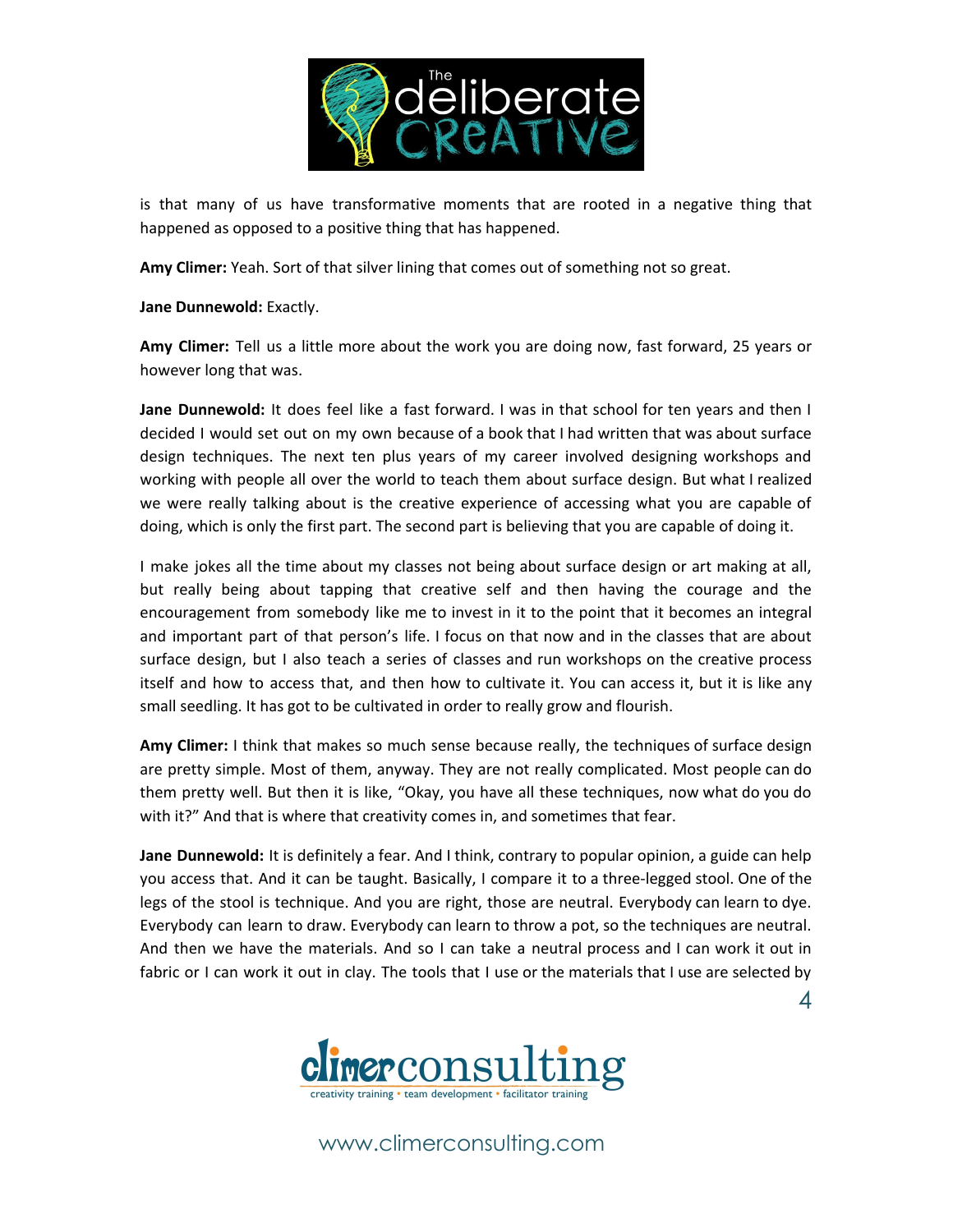is that many of us have transformative moments that are rooted in a negative thing that happened as opposed to a positive thing that has happened.

**Amy Climer:** Yeah. Sort of that silver lining that comes out of something not so great.

**Jane Dunnewold:** Exactly.

**Amy Climer:** Tell us a little more about the work you are doing now, fast forward, 25 years or however long that was.

**Jane Dunnewold:** It does feel like a fast forward. I was in that school for ten years and then I decided I would set out on my own because of a book that I had written that was about surface design techniques. The next ten plus years of my career involved designing workshops and working with people all over the world to teach them about surface design. But what I realized we were really talking about is the creative experience of accessing what you are capable of doing, which is only the first part. The second part is believing that you are capable of doing it.

I make jokes all the time about my classes not being about surface design or art making at all, but really being about tapping that creative self and then having the courage and the encouragement from somebody like me to invest in it to the point that it becomes an integral and important part of that person's life. I focus on that now and in the classes that are about surface design, but I also teach a series of classes and run workshops on the creative process itself and how to access that, and then how to cultivate it. You can access it, but it is like any small seedling. It has got to be cultivated in order to really grow and flourish.

**Amy Climer:** I think that makes so much sense because really, the techniques of surface design are pretty simple. Most of them, anyway. They are not really complicated. Most people can do them pretty well. But then it is like, "Okay, you have all these techniques, now what do you do with it?" And that is where that creativity comes in, and sometimes that fear.

**Jane Dunnewold:** It is definitely a fear. And I think, contrary to popular opinion, a guide can help you access that. And it can be taught. Basically, I compare it to a three-legged stool. One of the legs of the stool is technique. And you are right, those are neutral. Everybody can learn to dye. Everybody can learn to draw. Everybody can learn to throw a pot, so the techniques are neutral. And then we have the materials. And so I can take a neutral process and I can work it out in fabric or I can work it out in clay. The tools that I use or the materials that I use are selected by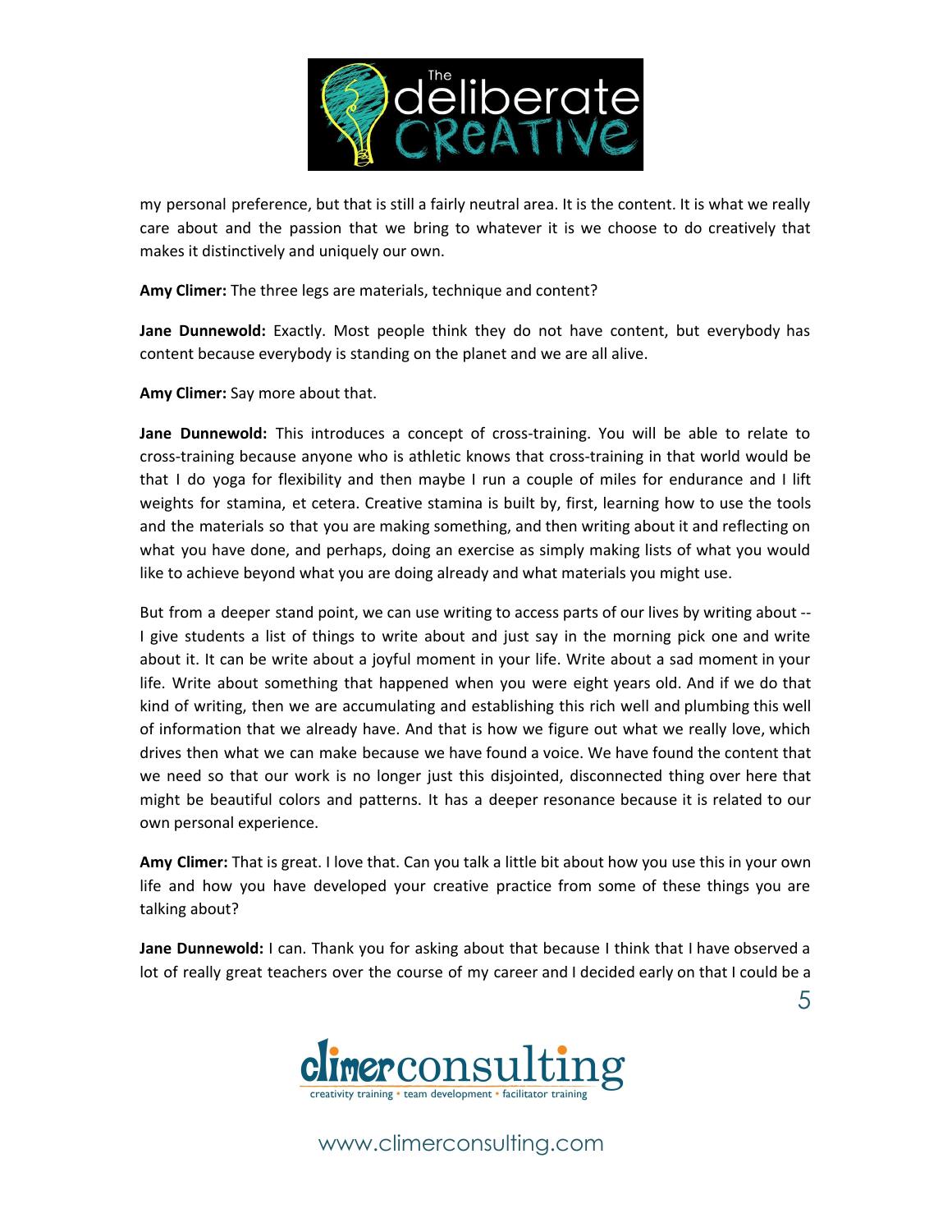my personal preference, but that is still a fairly neutral area. It is the content. It is what we really care about and the passion that we bring to whatever it is we choose to do creatively that makes it distinctively and uniquely our own.

**Amy Climer:** The three legs are materials, technique and content?

**Jane Dunnewold:** Exactly. Most people think they do not have content, but everybody has content because everybody is standing on the planet and we are all alive.

**Amy Climer:** Say more about that.

**Jane Dunnewold:** This introduces a concept of cross-training. You will be able to relate to cross-training because anyone who is athletic knows that cross-training in that world would be that I do yoga for flexibility and then maybe I run a couple of miles for endurance and I lift weights for stamina, et cetera. Creative stamina is built by, first, learning how to use the tools and the materials so that you are making something, and then writing about it and reflecting on what you have done, and perhaps, doing an exercise as simply making lists of what you would like to achieve beyond what you are doing already and what materials you might use.

But from a deeper stand point, we can use writing to access parts of our lives by writing about -- I give students a list of things to write about and just say in the morning pick one and write about it. It can be write about a joyful moment in your life. Write about a sad moment in your life. Write about something that happened when you were eight years old. And if we do that kind of writing, then we are accumulating and establishing this rich well and plumbing this well of information that we already have. And that is how we figure out what we really love, which drives then what we can make because we have found a voice. We have found the content that we need so that our work is no longer just this disjointed, disconnected thing over here that might be beautiful colors and patterns. It has a deeper resonance because it is related to our own personal experience.

**Amy Climer:** That is great. I love that. Can you talk a little bit about how you use this in your own life and how you have developed your creative practice from some of these things you are talking about?

**Jane Dunnewold:** I can. Thank you for asking about that because I think that I have observed a lot of really great teachers over the course of my career and I decided early on that I could be a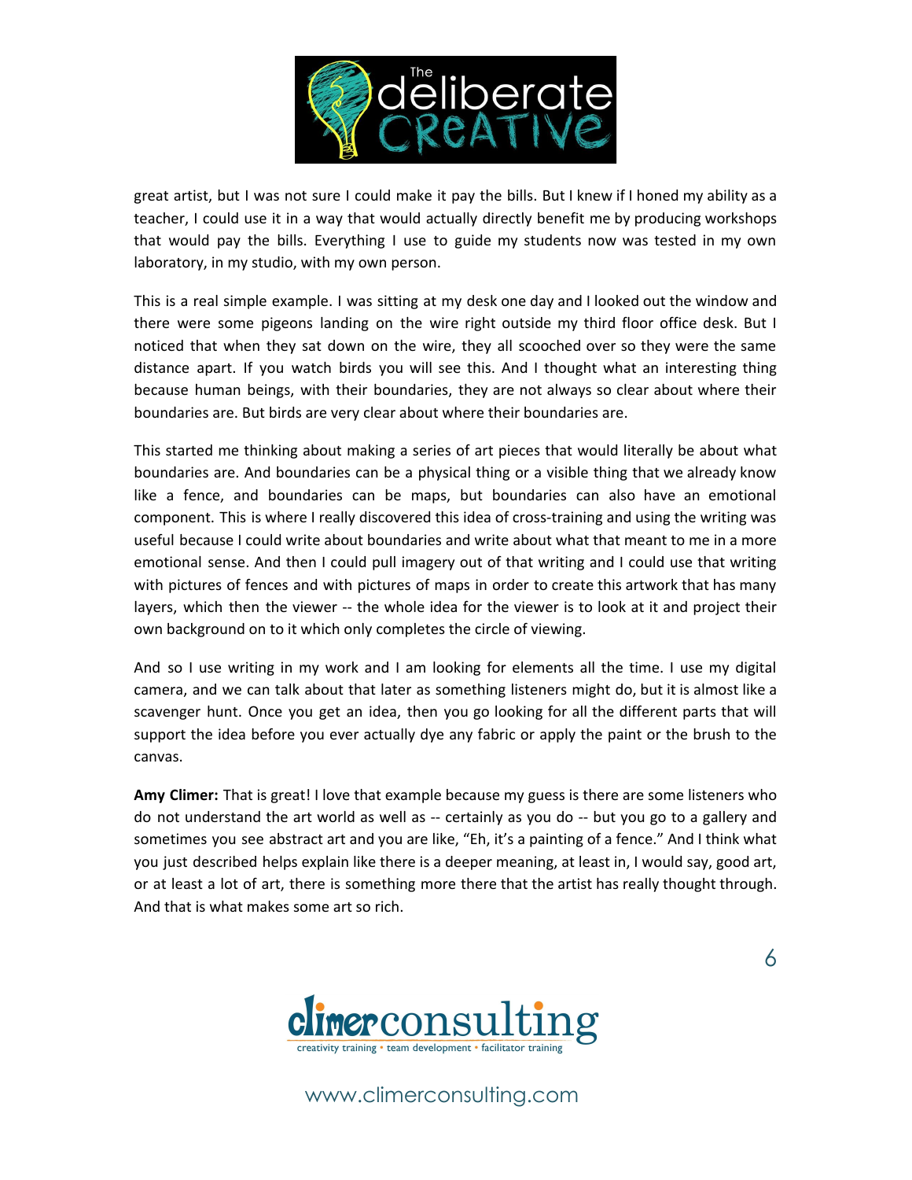great artist, but I was not sure I could make it pay the bills. But I knew if I honed my ability as a teacher, I could use it in a way that would actually directly benefit me by producing workshops that would pay the bills. Everything I use to guide my students now was tested in my own laboratory, in my studio, with my own person.

This is a real simple example. I was sitting at my desk one day and I looked out the window and there were some pigeons landing on the wire right outside my third floor office desk. But I noticed that when they sat down on the wire, they all scooched over so they were the same distance apart. If you watch birds you will see this. And I thought what an interesting thing because human beings, with their boundaries, they are not always so clear about where their boundaries are. But birds are very clear about where their boundaries are.

This started me thinking about making a series of art pieces that would literally be about what boundaries are. And boundaries can be a physical thing or a visible thing that we already know like a fence, and boundaries can be maps, but boundaries can also have an emotional component. This is where I really discovered this idea of cross-training and using the writing was useful because I could write about boundaries and write about what that meant to me in a more emotional sense. And then I could pull imagery out of that writing and I could use that writing with pictures of fences and with pictures of maps in order to create this artwork that has many layers, which then the viewer -- the whole idea for the viewer is to look at it and project their own background on to it which only completes the circle of viewing.

And so I use writing in my work and I am looking for elements all the time. I use my digital camera, and we can talk about that later as something listeners might do, but it is almost like a scavenger hunt. Once you get an idea, then you go looking for all the different parts that will support the idea before you ever actually dye any fabric or apply the paint or the brush to the canvas.

**Amy Climer:** That is great! I love that example because my guess is there are some listeners who do not understand the art world as well as -- certainly as you do -- but you go to a gallery and sometimes you see abstract art and you are like, "Eh, it's a painting of a fence." And I think what you just described helps explain like there is a deeper meaning, at least in, I would say, good art, or at least a lot of art, there is something more there that the artist has really thought through. And that is what makes some art so rich.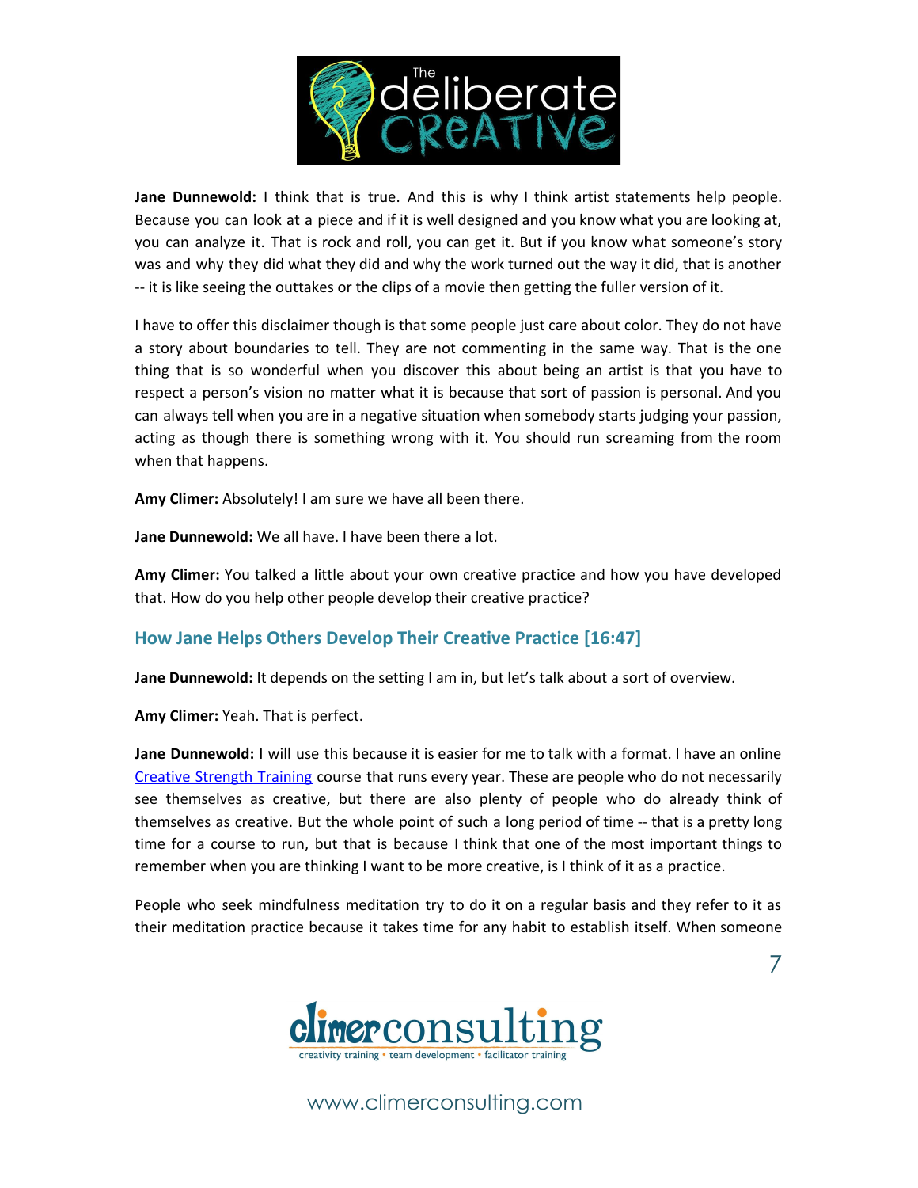**Jane Dunnewold:** I think that is true. And this is why I think artist statements help people. Because you can look at a piece and if it is well designed and you know what you are looking at, you can analyze it. That is rock and roll, you can get it. But if you know what someone's story was and why they did what they did and why the work turned out the way it did, that is another -- it is like seeing the outtakes or the clips of a movie then getting the fuller version of it.

I have to offer this disclaimer though is that some people just care about color. They do not have a story about boundaries to tell. They are not commenting in the same way. That is the one thing that is so wonderful when you discover this about being an artist is that you have to respect a person's vision no matter what it is because that sort of passion is personal. And you can always tell when you are in a negative situation when somebody starts judging your passion, acting as though there is something wrong with it. You should run screaming from the room when that happens.

**Amy Climer:** Absolutely! I am sure we have all been there.

**Jane Dunnewold:** We all have. I have been there a lot.

**Amy Climer:** You talked a little about your own creative practice and how you have developed that. How do you help other people develop their creative practice?

## How Jane Helps Others Develop Their Creative Practice [16:47]

**Jane Dunnewold:** It depends on the setting I am in, but let's talk about a sort of overview.

**Amy Climer:** Yeah. That is perfect.

**Jane Dunnewold:** I will use this because it is easier for me to talk with a format. I have an online Creative Strength Training course that runs every year. These are people who do not necessarily see themselves as creative, but there are also plenty of people who do already think of themselves as creative. But the whole point of such a long period of time -- that is a pretty long time for a course to run, but that is because I think that one of the most important things to remember when you are thinking I want to be more creative, is I think of it as a practice.

People who seek mindfulness meditation try to do it on a regular basis and they refer to it as their meditation practice because it takes time for any habit to establish itself. When someone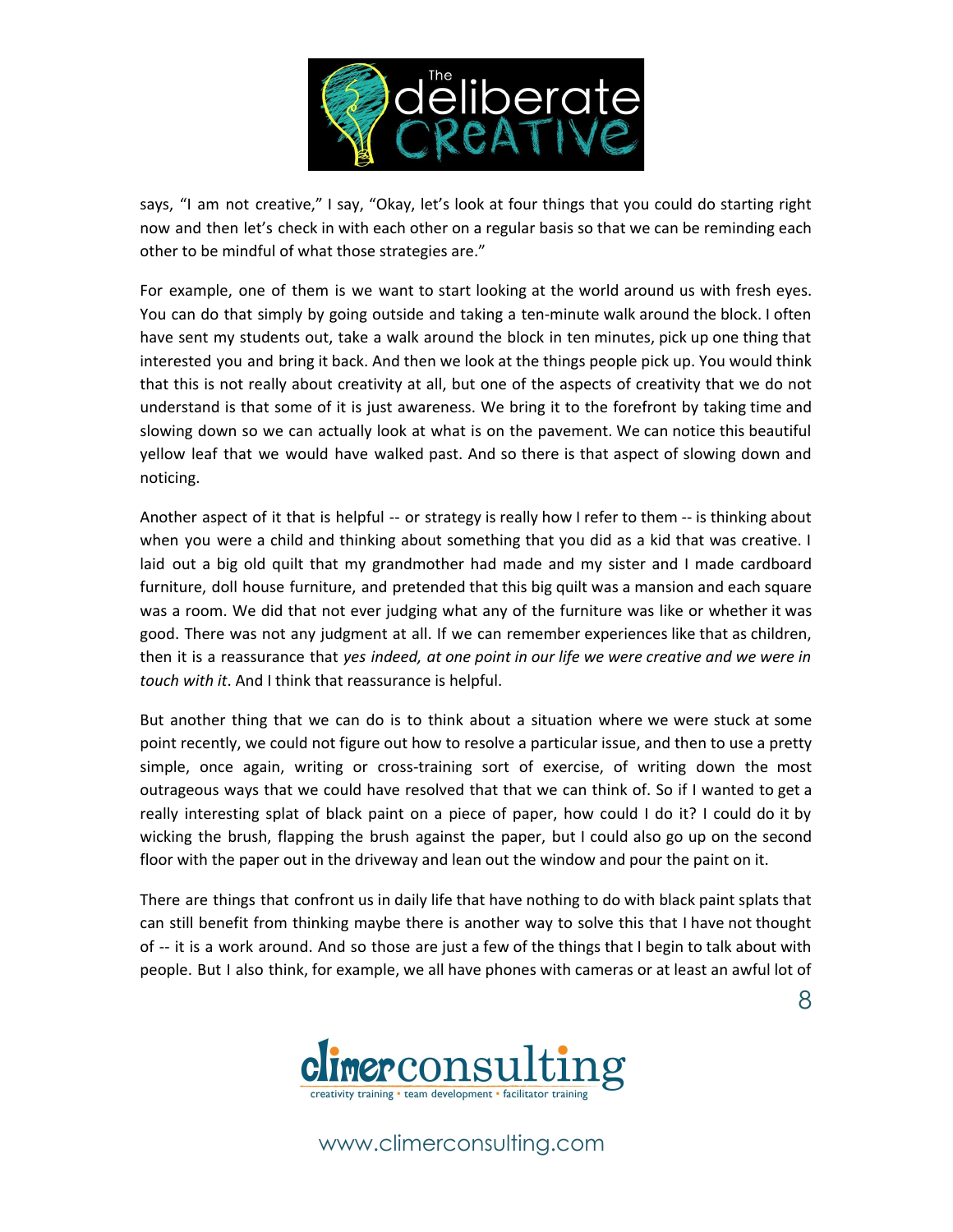says, "I am not creative," I say, "Okay, let's look at four things that you could do starting right now and then let's check in with each other on a regular basis so that we can be reminding each other to be mindful of what those strategies are."

For example, one of them is we want to start looking at the world around us with fresh eyes. You can do that simply by going outside and taking a ten-minute walk around the block. I often have sent my students out, take a walk around the block in ten minutes, pick up one thing that interested you and bring it back. And then we look at the things people pick up. You would think that this is not really about creativity at all, but one of the aspects of creativity that we do not understand is that some of it is just awareness. We bring it to the forefront by taking time and slowing down so we can actually look at what is on the pavement. We can notice this beautiful yellow leaf that we would have walked past. And so there is that aspect of slowing down and noticing.

Another aspect of it that is helpful -- or strategy is really how I refer to them -- is thinking about when you were a child and thinking about something that you did as a kid that was creative. I laid out a big old quilt that my grandmother had made and my sister and I made cardboard furniture, doll house furniture, and pretended that this big quilt was a mansion and each square was a room. We did that not ever judging what any of the furniture was like or whether it was good. There was not any judgment at all. If we can remember experiences like that as children, then it is a reassurance that *yes indeed, at one point in our life we were creative and we were in touch with it*. And I think that reassurance is helpful.

But another thing that we can do is to think about a situation where we were stuck at some point recently, we could not figure out how to resolve a particular issue, and then to use a pretty simple, once again, writing or cross-training sort of exercise, of writing down the most outrageous ways that we could have resolved that that we can think of. So if I wanted to get a really interesting splat of black paint on a piece of paper, how could I do it? I could do it by wicking the brush, flapping the brush against the paper, but I could also go up on the second floor with the paper out in the driveway and lean out the window and pour the paint on it.

There are things that confront us in daily life that have nothing to do with black paint splats that can still benefit from thinking maybe there is another way to solve this that I have not thought of -- it is a work around. And so those are just a few of the things that I begin to talk about with people. But I also think, for example, we all have phones with cameras or at least an awful lot of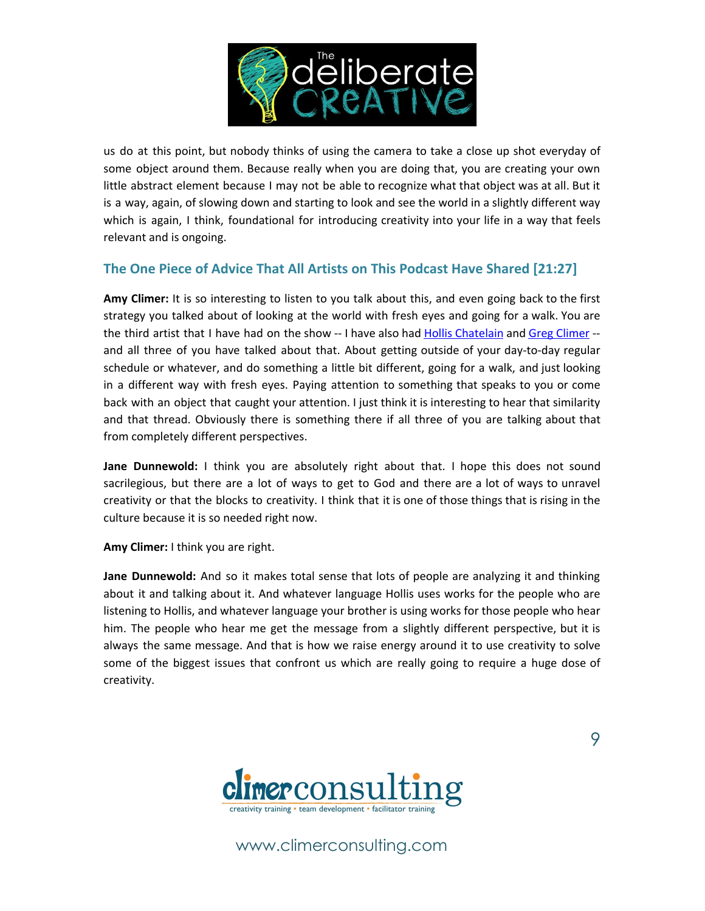us do at this point, but nobody thinks of using the camera to take a close up shot everyday of some object around them. Because really when you are doing that, you are creating your own little abstract element because I may not be able to recognize what that object was at all. But it is a way, again, of slowing down and starting to look and see the world in a slightly different way which is again, I think, foundational for introducing creativity into your life in a way that feels relevant and is ongoing.

## The One Piece of Advice That All Artists on This Podcast Have Shared [21:27]

**Amy Climer:** It is so interesting to listen to you talk about this, and even going back to the first strategy you talked about of looking at the world with fresh eyes and going for a walk. You are the third artist that I have had on the show -- I have also had Hollis Chatelain and Greg Climer -- and all three of you have talked about that. About getting outside of your day-to-day regular schedule or whatever, and do something a little bit different, going for a walk, and just looking in a different way with fresh eyes. Paying attention to something that speaks to you or come back with an object that caught your attention. I just think it is interesting to hear that similarity and that thread. Obviously there is something there if all three of you are talking about that from completely different perspectives.

**Jane Dunnewold:** I think you are absolutely right about that. I hope this does not sound sacrilegious, but there are a lot of ways to get to God and there are a lot of ways to unravel creativity or that the blocks to creativity. I think that it is one of those things that is rising in the culture because it is so needed right now.

**Amy Climer:** I think you are right.

**Jane Dunnewold:** And so it makes total sense that lots of people are analyzing it and thinking about it and talking about it. And whatever language Hollis uses works for the people who are listening to Hollis, and whatever language your brother is using works for those people who hear him. The people who hear me get the message from a slightly different perspective, but it is always the same message. And that is how we raise energy around it to use creativity to solve some of the biggest issues that confront us which are really going to require a huge dose of creativity.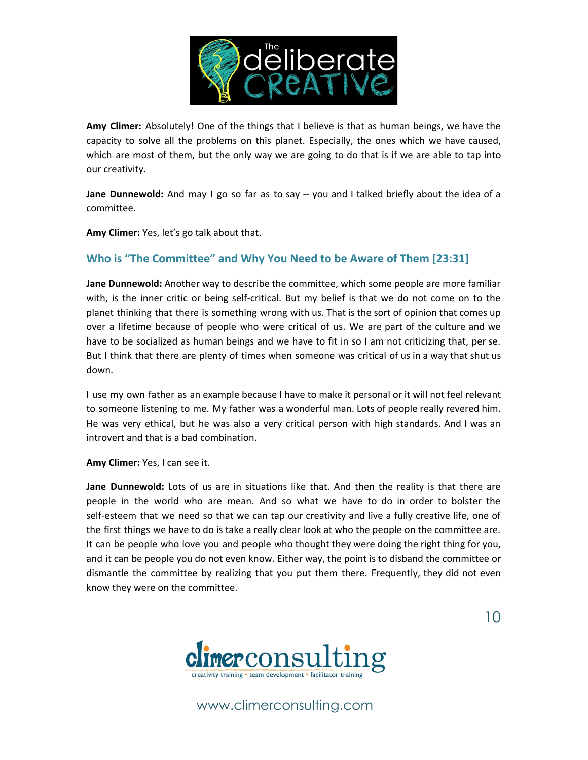**Amy Climer:** Absolutely! One of the things that I believe is that as human beings, we have the capacity to solve all the problems on this planet. Especially, the ones which we have caused, which are most of them, but the only way we are going to do that is if we are able to tap into our creativity.

**Jane Dunnewold:** And may I go so far as to say -- you and I talked briefly about the idea of a committee.

**Amy Climer:** Yes, let's go talk about that.

## Who is "The Committee" and Why You Need to be Aware of Them [23:31]

**Jane Dunnewold:** Another way to describe the committee, which some people are more familiar with, is the inner critic or being self-critical. But my belief is that we do not come on to the planet thinking that there is something wrong with us. That is the sort of opinion that comes up over a lifetime because of people who were critical of us. We are part of the culture and we have to be socialized as human beings and we have to fit in so I am not criticizing that, per se. But I think that there are plenty of times when someone was critical of us in a way that shut us down.

I use my own father as an example because I have to make it personal or it will not feel relevant to someone listening to me. My father was a wonderful man. Lots of people really revered him. He was very ethical, but he was also a very critical person with high standards. And I was an introvert and that is a bad combination.

**Amy Climer:** Yes, I can see it.

**Jane Dunnewold:** Lots of us are in situations like that. And then the reality is that there are people in the world who are mean. And so what we have to do in order to bolster the self-esteem that we need so that we can tap our creativity and live a fully creative life, one of the first things we have to do is take a really clear look at who the people on the committee are. It can be people who love you and people who thought they were doing the right thing for you, and it can be people you do not even know. Either way, the point is to disband the committee or dismantle the committee by realizing that you put them there. Frequently, they did not even know they were on the committee.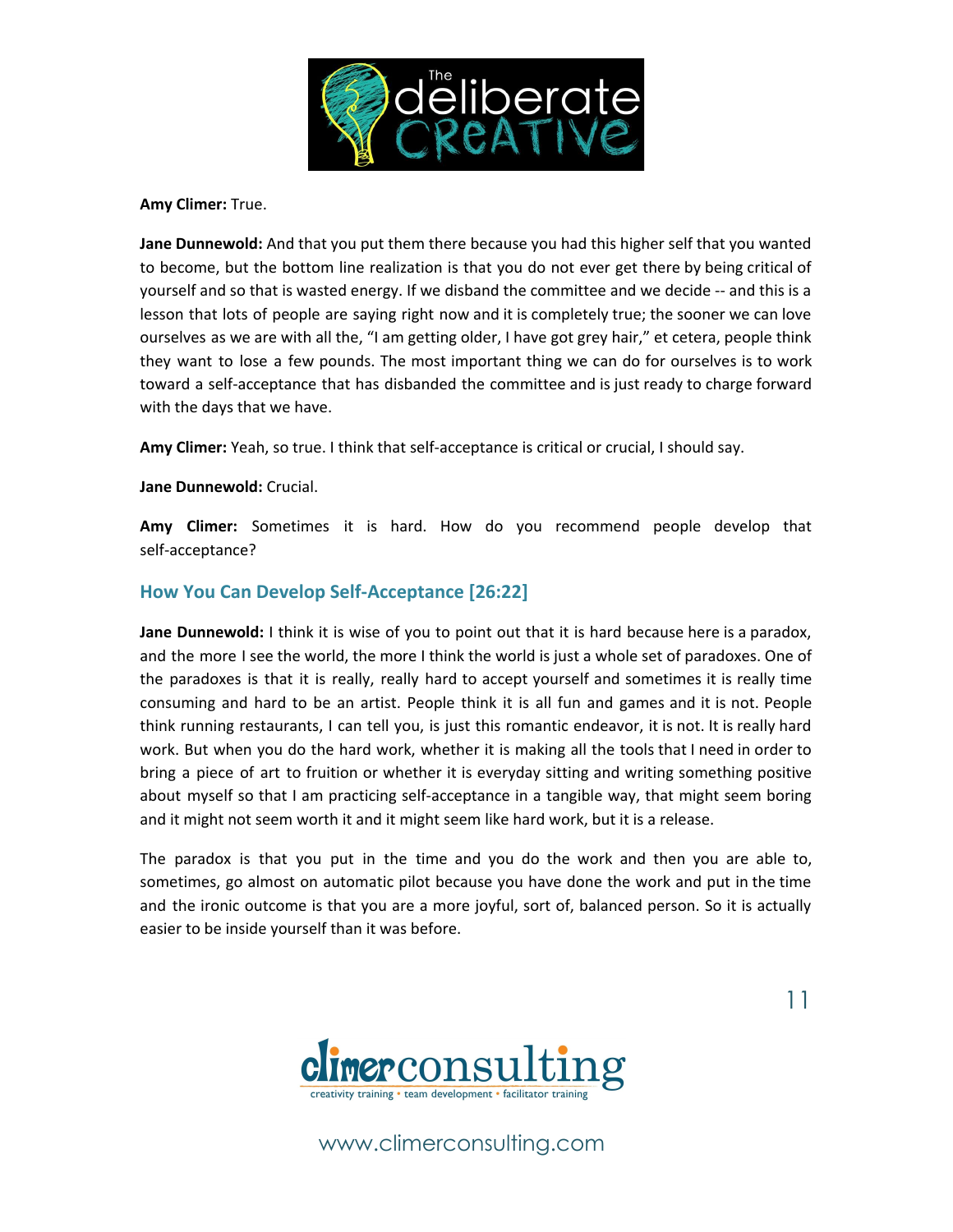**Amy Climer:** True.

**Jane Dunnewold:** And that you put them there because you had this higher self that you wanted to become, but the bottom line realization is that you do not ever get there by being critical of yourself and so that is wasted energy. If we disband the committee and we decide -- and this is a lesson that lots of people are saying right now and it is completely true; the sooner we can love ourselves as we are with all the, "I am getting older, I have got grey hair," et cetera, people think they want to lose a few pounds. The most important thing we can do for ourselves is to work toward a self-acceptance that has disbanded the committee and is just ready to charge forward with the days that we have.

**Amy Climer:** Yeah, so true. I think that self-acceptance is critical or crucial, I should say.

**Jane Dunnewold:** Crucial.

**Amy Climer:** Sometimes it is hard. How do you recommend people develop that self-acceptance?

## How You Can Develop Self-Acceptance [26:22]

**Jane Dunnewold:** I think it is wise of you to point out that it is hard because here is a paradox, and the more I see the world, the more I think the world is just a whole set of paradoxes. One of the paradoxes is that it is really, really hard to accept yourself and sometimes it is really time consuming and hard to be an artist. People think it is all fun and games and it is not. People think running restaurants, I can tell you, is just this romantic endeavor, it is not. It is really hard work. But when you do the hard work, whether it is making all the tools that I need in order to bring a piece of art to fruition or whether it is everyday sitting and writing something positive about myself so that I am practicing self-acceptance in a tangible way, that might seem boring and it might not seem worth it and it might seem like hard work, but it is a release.

The paradox is that you put in the time and you do the work and then you are able to, sometimes, go almost on automatic pilot because you have done the work and put in the time and the ironic outcome is that you are a more joyful, sort of, balanced person. So it is actually easier to be inside yourself than it was before.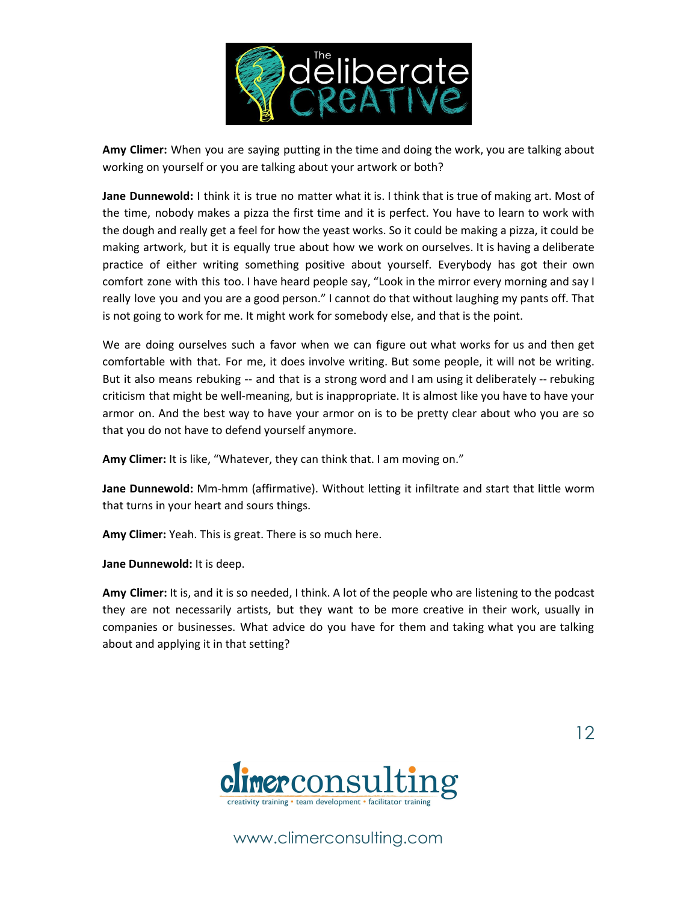**Amy Climer:** When you are saying putting in the time and doing the work, you are talking about working on yourself or you are talking about your artwork or both?

**Jane Dunnewold:** I think it is true no matter what it is. I think that is true of making art. Most of the time, nobody makes a pizza the first time and it is perfect. You have to learn to work with the dough and really get a feel for how the yeast works. So it could be making a pizza, it could be making artwork, but it is equally true about how we work on ourselves. It is having a deliberate practice of either writing something positive about yourself. Everybody has got their own comfort zone with this too. I have heard people say, "Look in the mirror every morning and say I really love you and you are a good person." I cannot do that without laughing my pants off. That is not going to work for me. It might work for somebody else, and that is the point.

We are doing ourselves such a favor when we can figure out what works for us and then get comfortable with that. For me, it does involve writing. But some people, it will not be writing. But it also means rebuking -- and that is a strong word and I am using it deliberately -- rebuking criticism that might be well-meaning, but is inappropriate. It is almost like you have to have your armor on. And the best way to have your armor on is to be pretty clear about who you are so that you do not have to defend yourself anymore.

**Amy Climer:** It is like, "Whatever, they can think that. I am moving on."

**Jane Dunnewold:** Mm-hmm (affirmative). Without letting it infiltrate and start that little worm that turns in your heart and sours things.

**Amy Climer:** Yeah. This is great. There is so much here.

**Jane Dunnewold:** It is deep.

**Amy Climer:** It is, and it is so needed, I think. A lot of the people who are listening to the podcast they are not necessarily artists, but they want to be more creative in their work, usually in companies or businesses. What advice do you have for them and taking what you are talking about and applying it in that setting?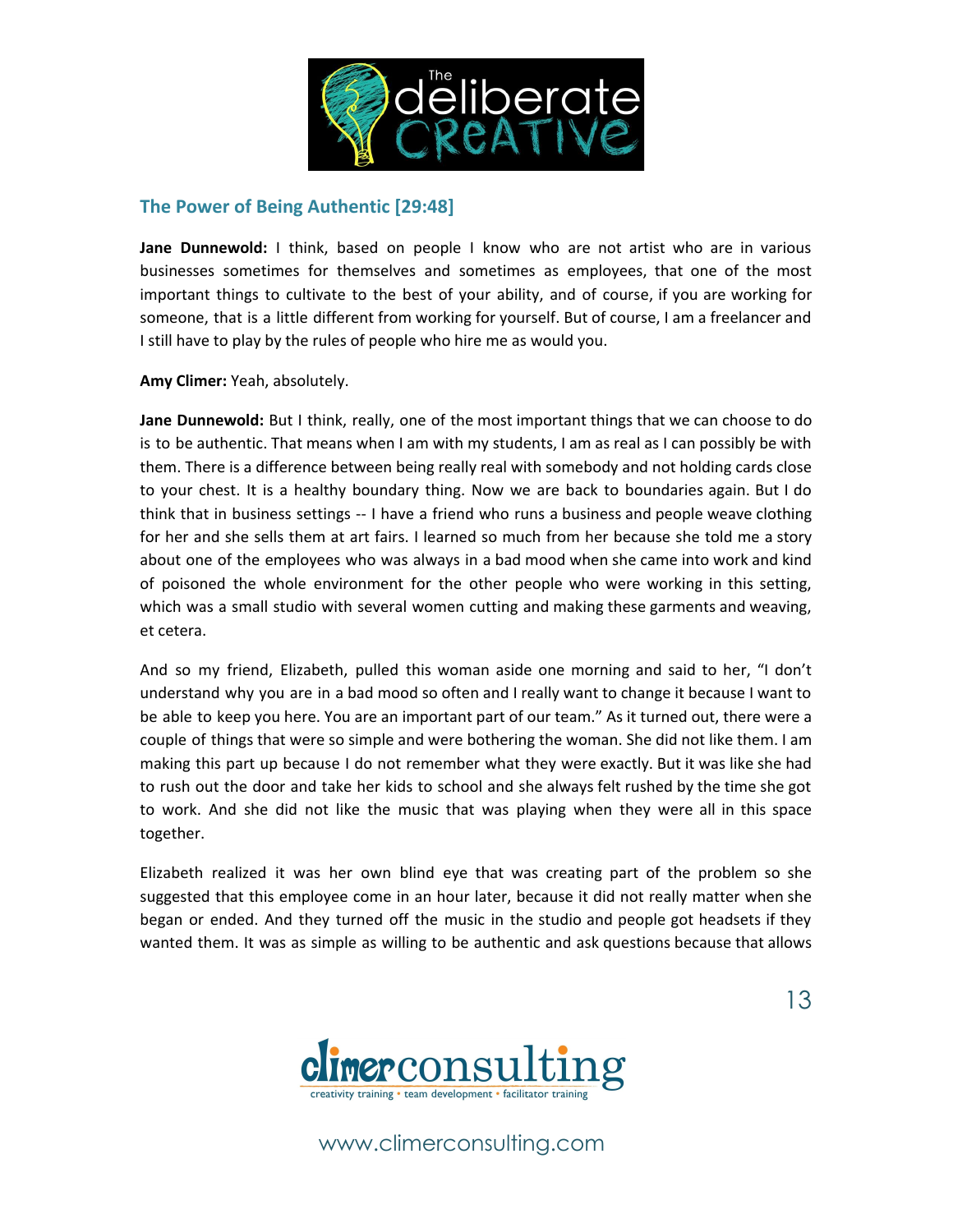## The Power of Being Authentic [29:48]

**Jane Dunnewold:** I think, based on people I know who are not artist who are in various businesses sometimes for themselves and sometimes as employees, that one of the most important things to cultivate to the best of your ability, and of course, if you are working for someone, that is a little different from working for yourself. But of course, I am a freelancer and I still have to play by the rules of people who hire me as would you.

**Amy Climer:** Yeah, absolutely.

**Jane Dunnewold:** But I think, really, one of the most important things that we can choose to do is to be authentic. That means when I am with my students, I am as real as I can possibly be with them. There is a difference between being really real with somebody and not holding cards close to your chest. It is a healthy boundary thing. Now we are back to boundaries again. But I do think that in business settings -- I have a friend who runs a business and people weave clothing for her and she sells them at art fairs. I learned so much from her because she told me a story about one of the employees who was always in a bad mood when she came into work and kind of poisoned the whole environment for the other people who were working in this setting, which was a small studio with several women cutting and making these garments and weaving, et cetera.

And so my friend, Elizabeth, pulled this woman aside one morning and said to her, "I don't understand why you are in a bad mood so often and I really want to change it because I want to be able to keep you here. You are an important part of our team." As it turned out, there were a couple of things that were so simple and were bothering the woman. She did not like them. I am making this part up because I do not remember what they were exactly. But it was like she had to rush out the door and take her kids to school and she always felt rushed by the time she got to work. And she did not like the music that was playing when they were all in this space together.

Elizabeth realized it was her own blind eye that was creating part of the problem so she suggested that this employee come in an hour later, because it did not really matter when she began or ended. And they turned off the music in the studio and people got headsets if they wanted them. It was as simple as willing to be authentic and ask questions because that allows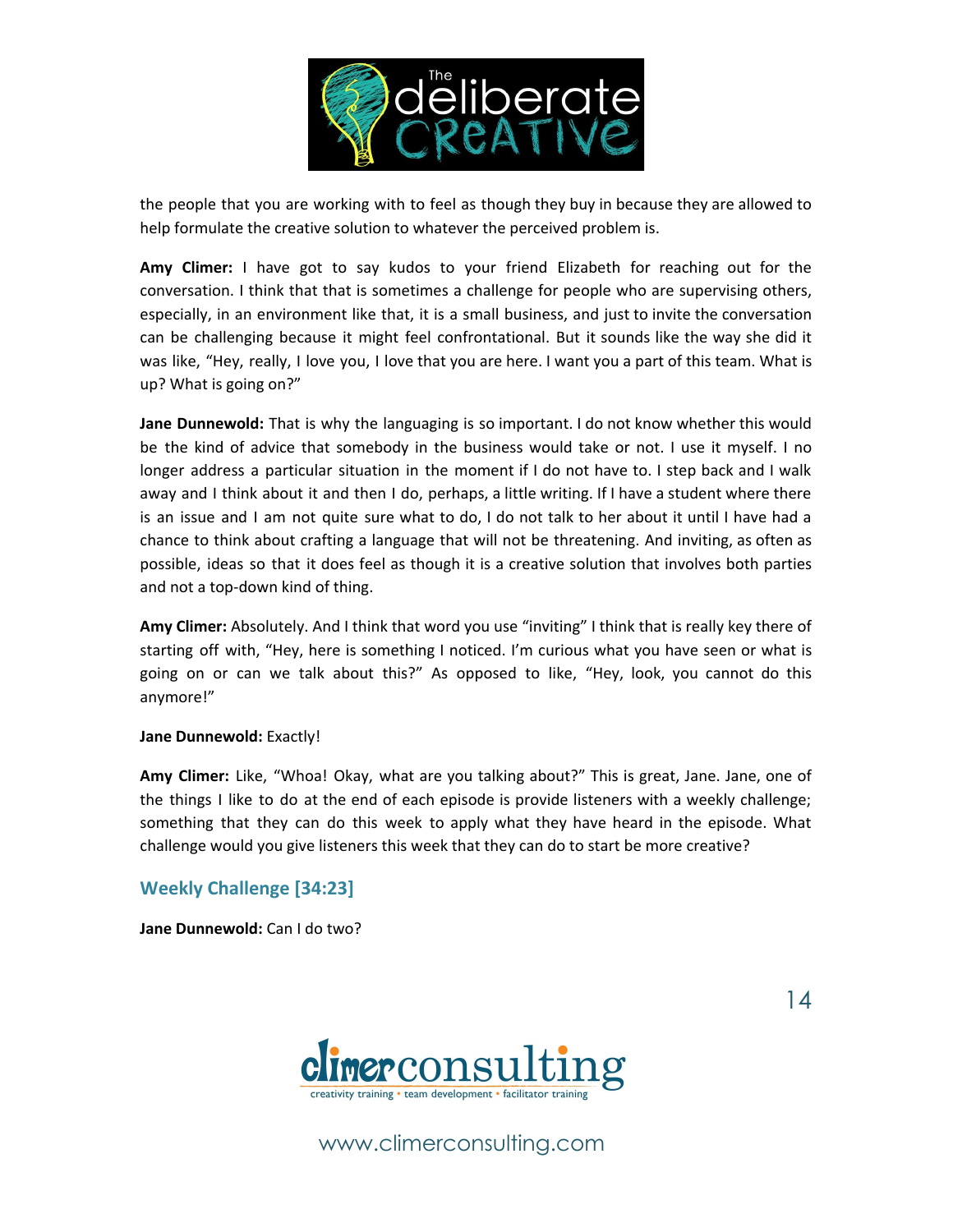the people that you are working with to feel as though they buy in because they are allowed to help formulate the creative solution to whatever the perceived problem is.

**Amy Climer:** I have got to say kudos to your friend Elizabeth for reaching out for the conversation. I think that that is sometimes a challenge for people who are supervising others, especially, in an environment like that, it is a small business, and just to invite the conversation can be challenging because it might feel confrontational. But it sounds like the way she did it was like, "Hey, really, I love you, I love that you are here. I want you a part of this team. What is up? What is going on?"

**Jane Dunnewold:** That is why the languaging is so important. I do not know whether this would be the kind of advice that somebody in the business would take or not. I use it myself. I no longer address a particular situation in the moment if I do not have to. I step back and I walk away and I think about it and then I do, perhaps, a little writing. If I have a student where there is an issue and I am not quite sure what to do, I do not talk to her about it until I have had a chance to think about crafting a language that will not be threatening. And inviting, as often as possible, ideas so that it does feel as though it is a creative solution that involves both parties and not a top-down kind of thing.

**Amy Climer:** Absolutely. And I think that word you use "inviting" I think that is really key there of starting off with, "Hey, here is something I noticed. I'm curious what you have seen or what is going on or can we talk about this?" As opposed to like, "Hey, look, you cannot do this anymore!"

**Jane Dunnewold:** Exactly!

**Amy Climer:** Like, "Whoa! Okay, what are you talking about?" This is great, Jane. Jane, one of the things I like to do at the end of each episode is provide listeners with a weekly challenge; something that they can do this week to apply what they have heard in the episode. What challenge would you give listeners this week that they can do to start be more creative?

## Weekly Challenge [34:23]

**Jane Dunnewold:** Can I do two?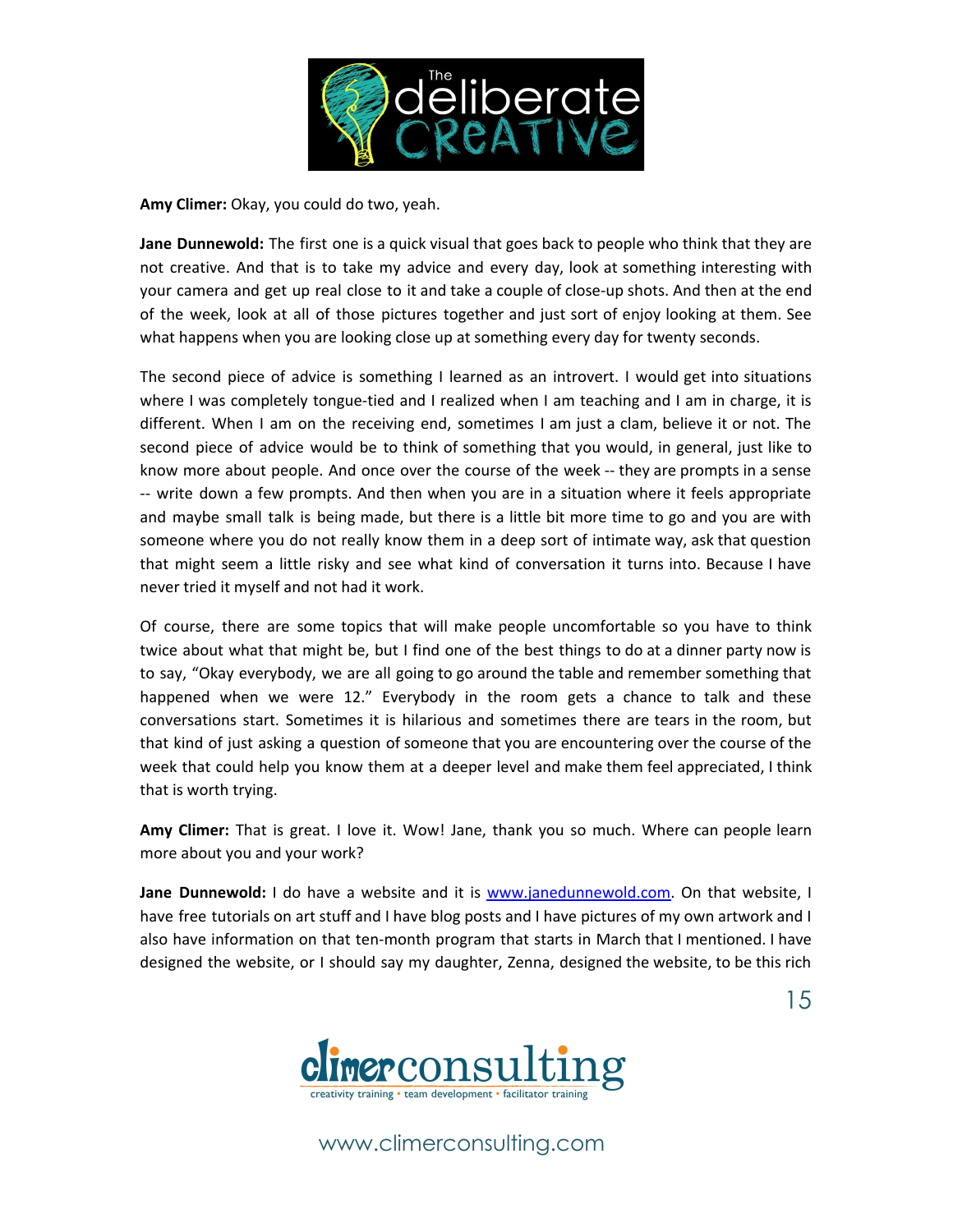**Amy Climer:** Okay, you could do two, yeah.

**Jane Dunnewold:** The first one is a quick visual that goes back to people who think that they are not creative. And that is to take my advice and every day, look at something interesting with your camera and get up real close to it and take a couple of close-up shots. And then at the end of the week, look at all of those pictures together and just sort of enjoy looking at them. See what happens when you are looking close up at something every day for twenty seconds.

The second piece of advice is something I learned as an introvert. I would get into situations where I was completely tongue-tied and I realized when I am teaching and I am in charge, it is different. When I am on the receiving end, sometimes I am just a clam, believe it or not. The second piece of advice would be to think of something that you would, in general, just like to know more about people. And once over the course of the week -- they are prompts in a sense -- write down a few prompts. And then when you are in a situation where it feels appropriate and maybe small talk is being made, but there is a little bit more time to go and you are with someone where you do not really know them in a deep sort of intimate way, ask that question that might seem a little risky and see what kind of conversation it turns into. Because I have never tried it myself and not had it work.

Of course, there are some topics that will make people uncomfortable so you have to think twice about what that might be, but I find one of the best things to do at a dinner party now is to say, "Okay everybody, we are all going to go around the table and remember something that happened when we were 12." Everybody in the room gets a chance to talk and these conversations start. Sometimes it is hilarious and sometimes there are tears in the room, but that kind of just asking a question of someone that you are encountering over the course of the week that could help you know them at a deeper level and make them feel appreciated, I think that is worth trying.

**Amy Climer:** That is great. I love it. Wow! Jane, thank you so much. Where can people learn more about you and your work?

**Jane Dunnewold:** I do have a website and it is [www.janedunnewold.com](http://www.janedunnewold.com). On that website, I have free tutorials on art stuff and I have blog posts and I have pictures of my own artwork and I also have information on that ten-month program that starts in March that I mentioned. I have designed the website, or I should say my daughter, Zenna, designed the website, to be this rich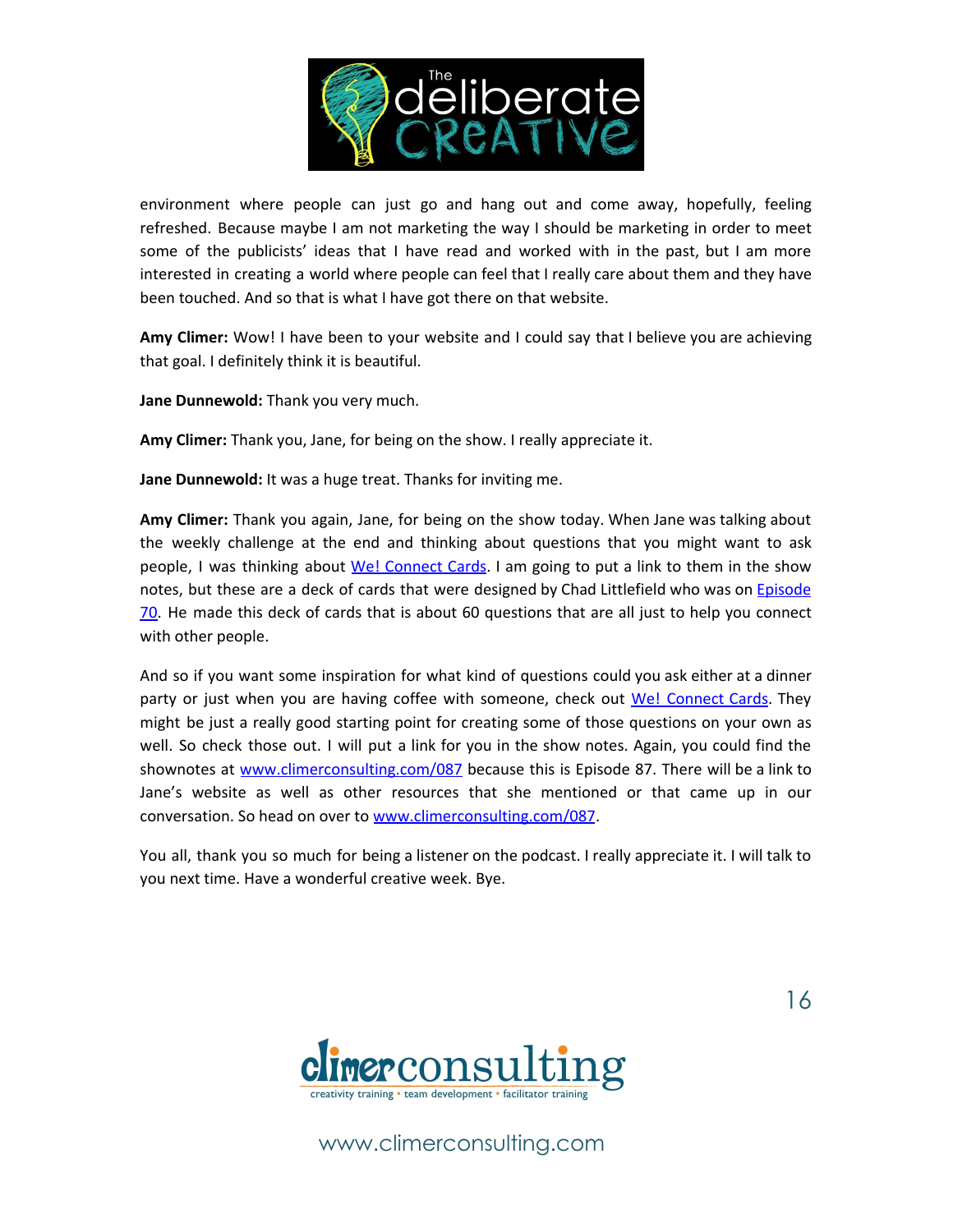environment where people can just go and hang out and come away, hopefully, feeling refreshed. Because maybe I am not marketing the way I should be marketing in order to meet some of the publicists' ideas that I have read and worked with in the past, but I am more interested in creating a world where people can feel that I really care about them and they have been touched. And so that is what I have got there on that website.

**Amy Climer:** Wow! I have been to your website and I could say that I believe you are achieving that goal. I definitely think it is beautiful.

**Jane Dunnewold:** Thank you very much.

**Amy Climer:** Thank you, Jane, for being on the show. I really appreciate it.

**Jane Dunnewold:** It was a huge treat. Thanks for inviting me.

**Amy Climer:** Thank you again, Jane, for being on the show today. When Jane was talking about the weekly challenge at the end and thinking about questions that you might want to ask people, I was thinking about We! Connect Cards. I am going to put a link to them in the show notes, but these are a deck of cards that were designed by Chad Littlefield who was on Episode 70. He made this deck of cards that is about 60 questions that are all just to help you connect with other people.

And so if you want some inspiration for what kind of questions could you ask either at a dinner party or just when you are having coffee with someone, check out We! Connect Cards. They might be just a really good starting point for creating some of those questions on your own as well. So check those out. I will put a link for you in the show notes. Again, you could find the shownotes at www.climerconsulting.com/087 because this is Episode 87. There will be a link to Jane's website as well as other resources that she mentioned or that came up in our conversation. So head on over to www.climerconsulting.com/087.

You all, thank you so much for being a listener on the podcast. I really appreciate it. I will talk to you next time. Have a wonderful creative week. Bye.